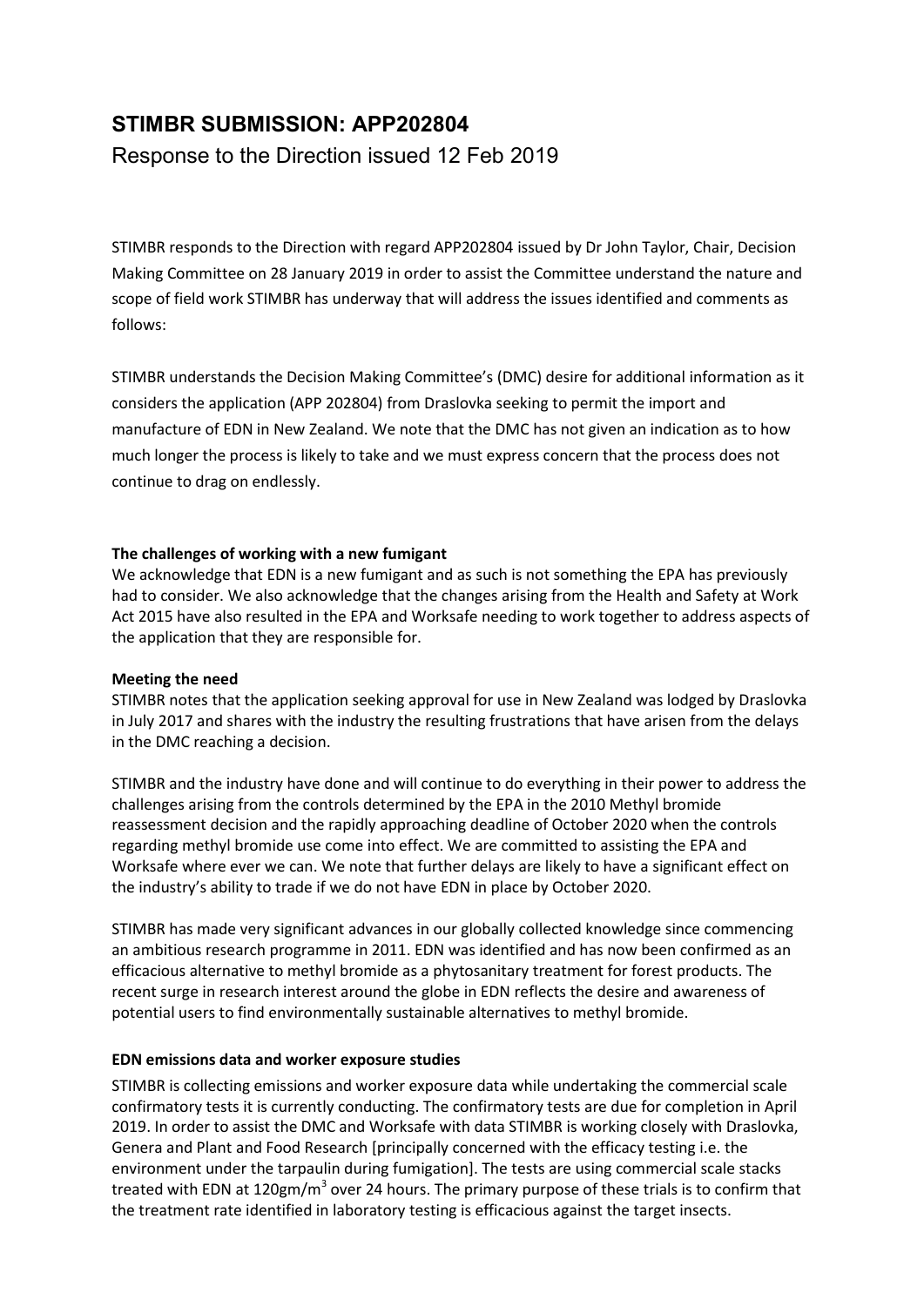# STIMBR SUBMISSION: APP202804

## Response to the Direction issued 12 Feb 2019

STIMBR responds to the Direction with regard APP202804 issued by Dr John Taylor, Chair, Decision Making Committee on 28 January 2019 in order to assist the Committee understand the nature and scope of field work STIMBR has underway that will address the issues identified and comments as follows:

STIMBR understands the Decision Making Committee's (DMC) desire for additional information as it considers the application (APP 202804) from Draslovka seeking to permit the import and manufacture of EDN in New Zealand. We note that the DMC has not given an indication as to how much longer the process is likely to take and we must express concern that the process does not continue to drag on endlessly.

**The challenges of working with a new fumigant**

We acknowledge that EDN is a new fumigant and as such is not something the EPA has previously had to consider. We also acknowledge that the changes arising from the Health and Safety at Work Act 2015 have also resulted in the EPA and Worksafe needing to work together to address aspects of the application that they are responsible for.

**Meeting the need**

STIMBR notes that the application seeking approval for use in New Zealand was lodged by Draslovka in July 2017 and shares with the industry the resulting frustrations that have arisen from the delays in the DMC reaching a decision.

STIMBR and the industry have done and will continue to do everything in their power to address the challenges arising from the controls determined by the EPA in the 2010 Methyl bromide reassessment decision and the rapidly approaching deadline of October 2020 when the controls regarding methyl bromide use come into effect. We are committed to assisting the EPA and Worksafe where ever we can. We note that further delays are likely to have a significant effect on the industry's ability to trade if we do not have EDN in place by October 2020.

STIMBR has made very significant advances in our globally collected knowledge since commencing an ambitious research programme in 2011. EDN was identified and has now been confirmed as an efficacious alternative to methyl bromide as a phytosanitary treatment for forest products. The recent surge in research interest around the globe in EDN reflects the desire and awareness of potential users to find environmentally sustainable alternatives to methyl bromide.

**EDN emissions data and worker exposure studies**

STIMBR is collecting emissions and worker exposure data while undertaking the commercial scale confirmatory tests it is currently conducting. The confirmatory tests are due for completion in April 2019. In order to assist the DMC and Worksafe with data STIMBR is working closely with Draslovka, Genera and Plant and Food Research [principally concerned with the efficacy testing i.e. the environment under the tarpaulin during fumigation]. The tests are using commercial scale stacks treated with EDN at $120gm/m^3$ over 24 hours. The primary purpose of these trials is to confirm that the treatment rate identified in laboratory testing is efficacious against the target insects.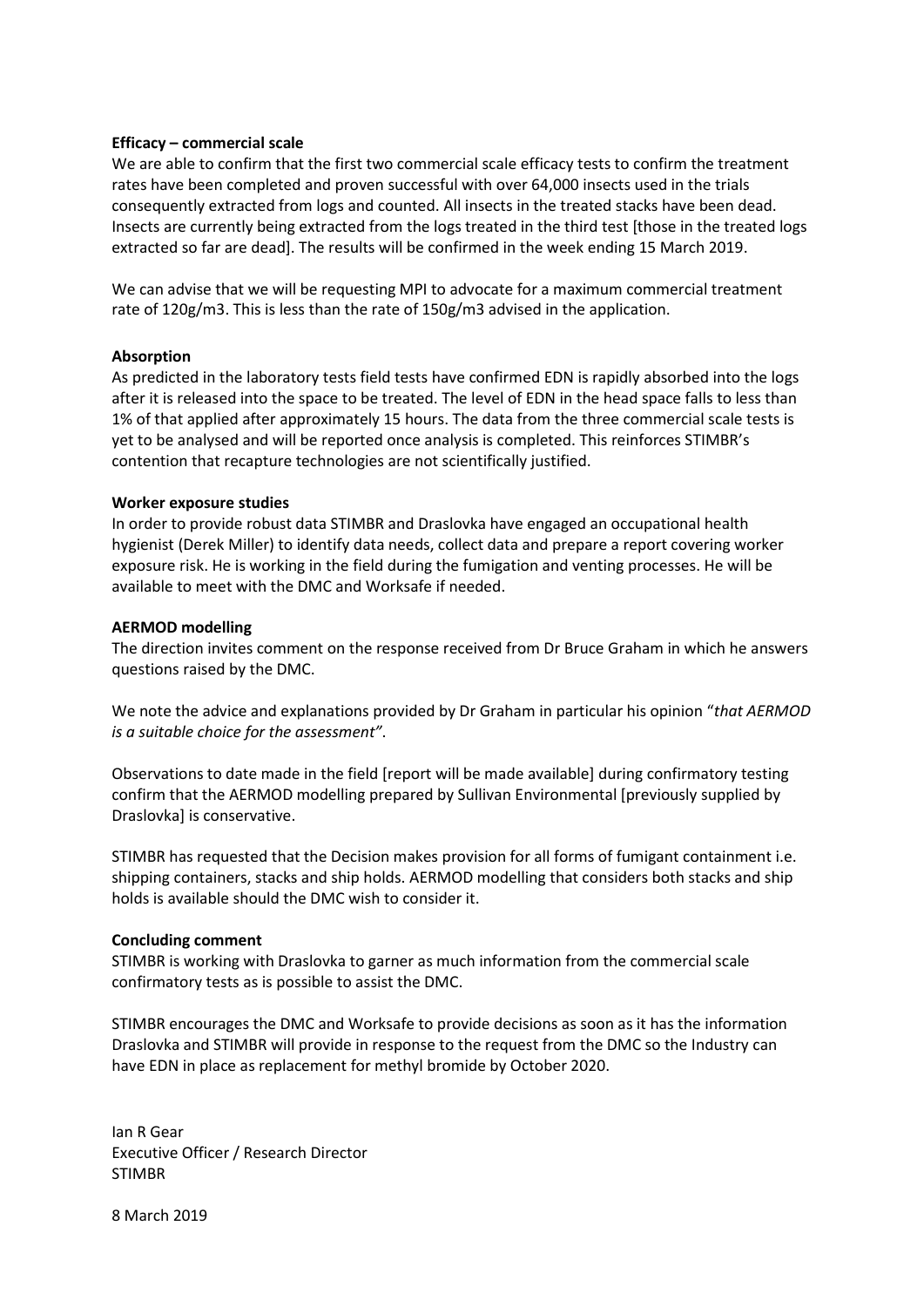**Efficacy – commercial scale**

We are able to confirm that the first two commercial scale efficacy tests to confirm the treatment rates have been completed and proven successful with over 64,000 insects used in the trials consequently extracted from logs and counted. All insects in the treated stacks have been dead. Insects are currently being extracted from the logs treated in the third test [those in the treated logs extracted so far are dead]. The results will be confirmed in the week ending 15 March 2019.

We can advise that we will be requesting MPI to advocate for a maximum commercial treatment rate of 120g/m3. This is less than the rate of 150g/m3 advised in the application.

**Absorption**

As predicted in the laboratory tests field tests have confirmed EDN is rapidly absorbed into the logs after it is released into the space to be treated. The level of EDN in the head space falls to less than 1% of that applied after approximately 15 hours. The data from the three commercial scale tests is yet to be analysed and will be reported once analysis is completed. This reinforces STIMBR's contention that recapture technologies are not scientifically justified.

**Worker exposure studies**

In order to provide robust data STIMBR and Draslovka have engaged an occupational health hygienist (Derek Miller) to identify data needs, collect data and prepare a report covering worker exposure risk. He is working in the field during the fumigation and venting processes. He will be available to meet with the DMC and Worksafe if needed.

**AERMOD modelling**

The direction invites comment on the response received from Dr Bruce Graham in which he answers questions raised by the DMC.

We note the advice and explanations provided by Dr Graham in particular his opinion "*that AERMOD is a suitable choice for the assessment*".

Observations to date made in the field [report will be made available] during confirmatory testing confirm that the AERMOD modelling prepared by Sullivan Environmental [previously supplied by Draslovka] is conservative.

STIMBR has requested that the Decision makes provision for all forms of fumigant containment i.e. shipping containers, stacks and ship holds. AERMOD modelling that considers both stacks and ship holds is available should the DMC wish to consider it.

**Concluding comment**

STIMBR is working with Draslovka to garner as much information from the commercial scale confirmatory tests as is possible to assist the DMC.

STIMBR encourages the DMC and Worksafe to provide decisions as soon as it has the information Draslovka and STIMBR will provide in response to the request from the DMC so the Industry can have EDN in place as replacement for methyl bromide by October 2020.

Ian R Gear
Executive Officer / Research Director
STIMBR

8 March 2019